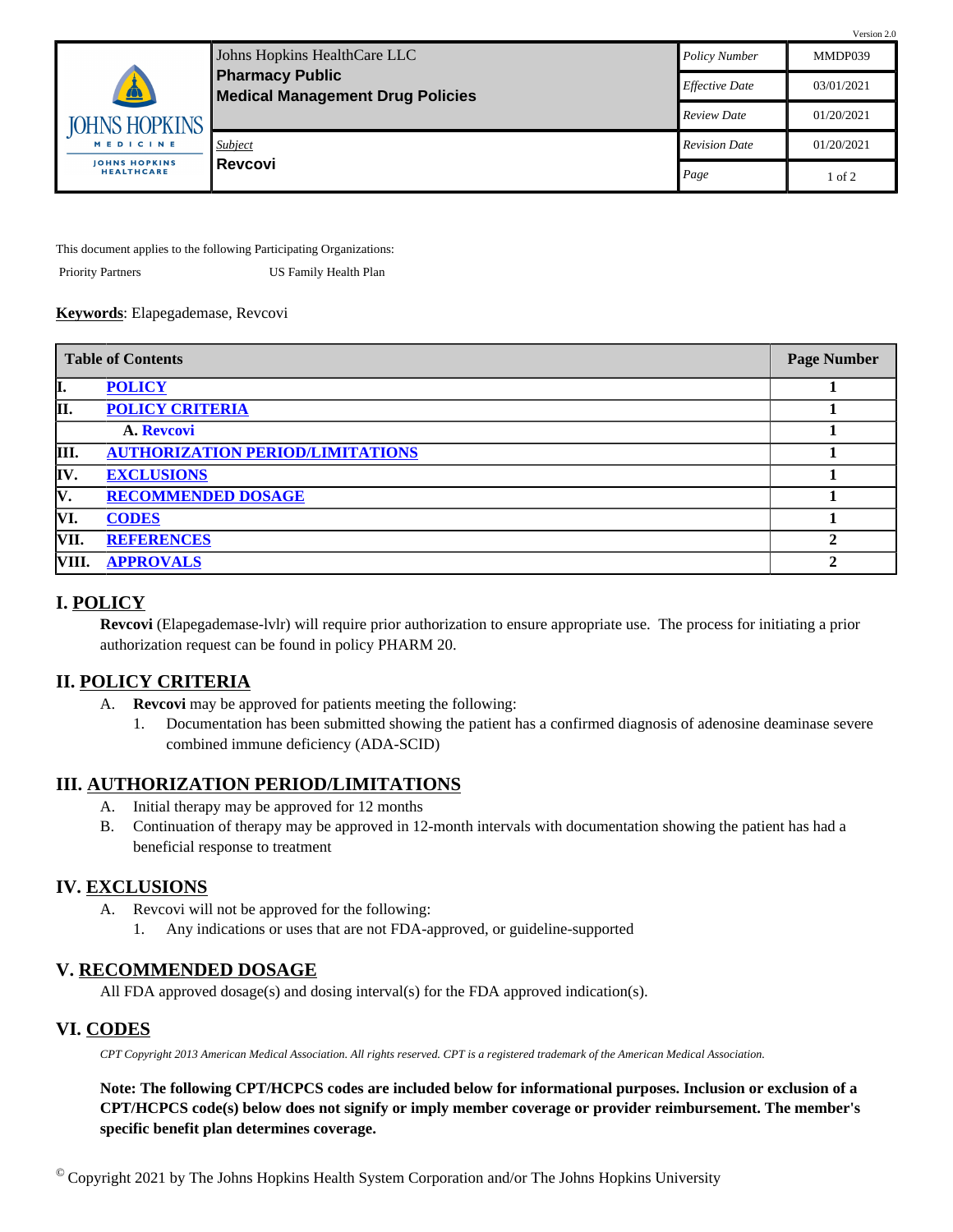Version 2.0

| | Johns Hopkins HealthCare LLC **Pharmacy Public Medical Management Drug Policies** | *Policy Number* | MMDP039 |
|---|---|---|---|
| | | *Effective Date* | 03/01/2021 |
| | | *Review Date* | 01/20/2021 |
| | *Subject* **Revcovi** | *Revision Date* | 01/20/2021 |
| | | *Page* | 1 of 2 |

This document applies to the following Participating Organizations:

Priority Partners US Family Health Plan

**Keywords**: Elapegademase, Revcovi

| Table of Contents | | Page Number |
|---|---|---|
| I. | POLICY | 1 |
| II. | POLICY CRITERIA | 1 |
| | A. Revcovi | 1 |
| III. | AUTHORIZATION PERIOD/LIMITATIONS | 1 |
| IV. | EXCLUSIONS | 1 |
| V. | RECOMMENDED DOSAGE | 1 |
| VI. | CODES | 1 |
| VII. | REFERENCES | 2 |
| VIII. | APPROVALS | 2 |

## I. POLICY

**Revcovi** (Elapegademase-lvlr) will require prior authorization to ensure appropriate use. The process for initiating a prior authorization request can be found in policy PHARM 20.

## II. POLICY CRITERIA

A. **Revcovi** may be approved for patients meeting the following:
   1. Documentation has been submitted showing the patient has a confirmed diagnosis of adenosine deaminase severe combined immune deficiency (ADA-SCID)

## III. AUTHORIZATION PERIOD/LIMITATIONS

A. Initial therapy may be approved for 12 months
B. Continuation of therapy may be approved in 12-month intervals with documentation showing the patient has had a beneficial response to treatment

## IV. EXCLUSIONS

A. Revcovi will not be approved for the following:
   1. Any indications or uses that are not FDA-approved, or guideline-supported

## V. RECOMMENDED DOSAGE

All FDA approved dosage(s) and dosing interval(s) for the FDA approved indication(s).

## VI. CODES

*CPT Copyright 2013 American Medical Association. All rights reserved. CPT is a registered trademark of the American Medical Association.*

**Note: The following CPT/HCPCS codes are included below for informational purposes. Inclusion or exclusion of a CPT/HCPCS code(s) below does not signify or imply member coverage or provider reimbursement. The member's specific benefit plan determines coverage.**

© Copyright 2021 by The Johns Hopkins Health System Corporation and/or The Johns Hopkins University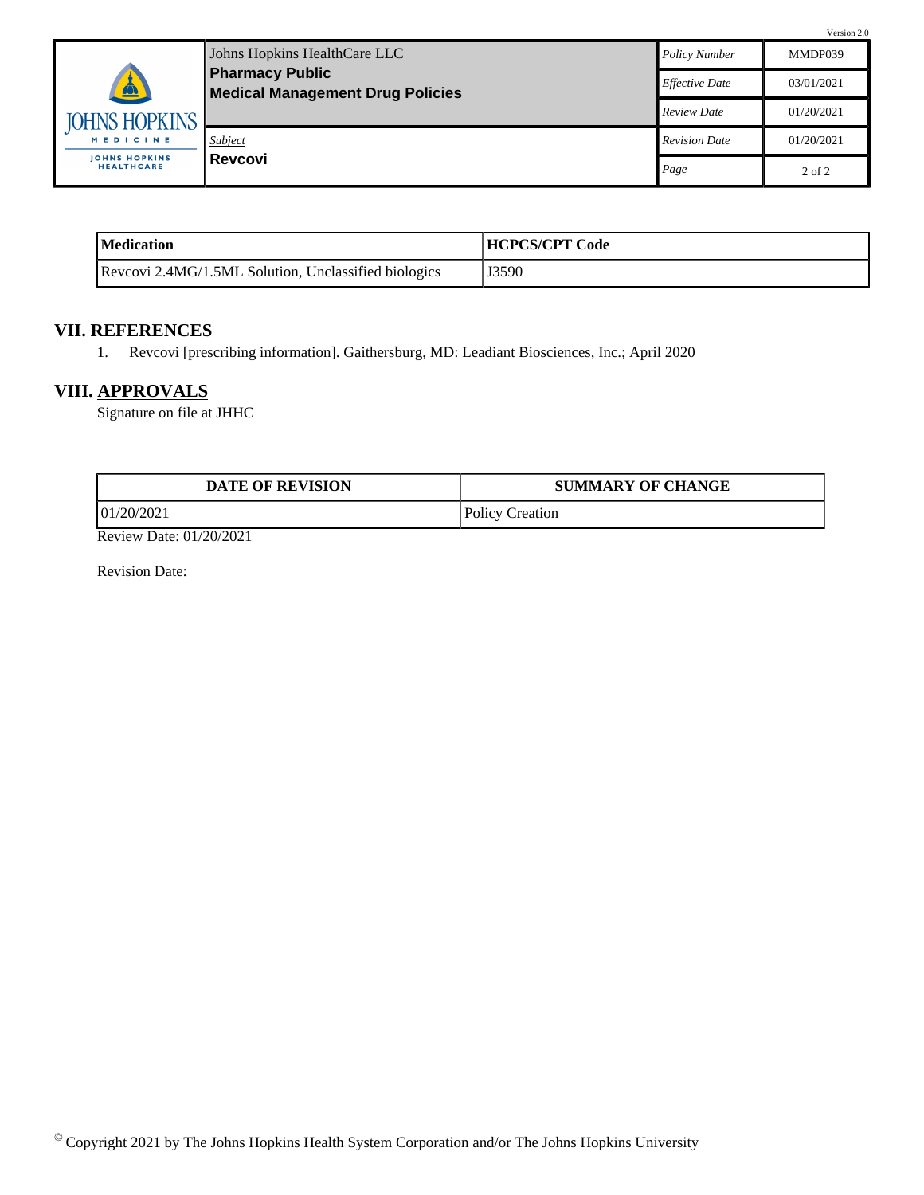| Medication | HCPCS/CPT Code |
|---|---|
| Revcovi 2.4MG/1.5ML Solution, Unclassified biologics | J3590 |

## VII. REFERENCES

1. Revcovi [prescribing information]. Gaithersburg, MD: Leadiant Biosciences, Inc.; April 2020

## VIII. APPROVALS

Signature on file at JHHC

| DATE OF REVISION | SUMMARY OF CHANGE |
|---|---|
| 01/20/2021 | Policy Creation |

Review Date: 01/20/2021

Revision Date:

© Copyright 2021 by The Johns Hopkins Health System Corporation and/or The Johns Hopkins University